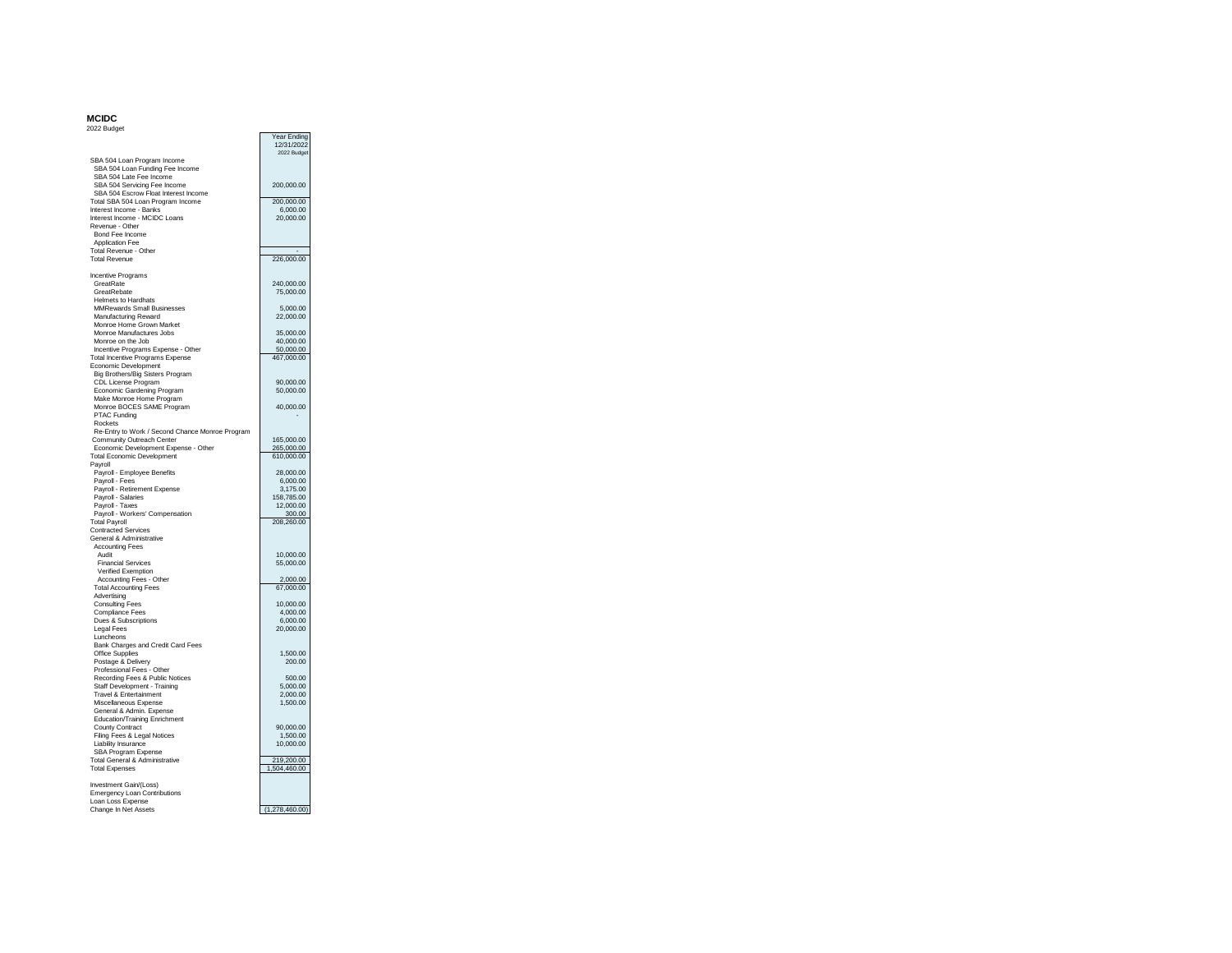**MCIDC**

2022 Budget

| | Year Ending 12/31/2022 2022 Budget |
|---|---|
| SBA 504 Loan Program Income | |
| SBA 504 Loan Funding Fee Income | |
| SBA 504 Late Fee Income | |
| SBA 504 Servicing Fee Income | 200,000.00 |
| SBA 504 Escrow Float Interest Income | |
| Total SBA 504 Loan Program Income | 200,000.00 |
| Interest Income - Banks | 6,000.00 |
| Interest Income - MCIDC Loans | 20,000.00 |
| Revenue - Other | |
| Bond Fee Income | |
| Application Fee | |
| Total Revenue - Other | - |
| Total Revenue | 226,000.00 |
| | |
| Incentive Programs | |
| GreatRate | 240,000.00 |
| GreatRebate | 75,000.00 |
| Helmets to Hardhats | |
| MMRewards Small Businesses | 5,000.00 |
| Manufacturing Reward | 22,000.00 |
| Monroe Home Grown Market | |
| Monroe Manufactures Jobs | 35,000.00 |
| Monroe on the Job | 40,000.00 |
| Incentive Programs Expense - Other | 50,000.00 |
| Total Incentive Programs Expense | 467,000.00 |
| Economic Development | |
| Big Brothers/Big Sisters Program | |
| CDL License Program | 90,000.00 |
| Economic Gardening Program | 50,000.00 |
| Make Monroe Home Program | |
| Monroe BOCES SAME Program | 40,000.00 |
| PTAC Funding | - |
| Rockets | |
| Re-Entry to Work / Second Chance Monroe Program | |
| Community Outreach Center | 165,000.00 |
| Economic Development Expense - Other | 265,000.00 |
| Total Economic Development | 610,000.00 |
| Payroll | |
| Payroll - Employee Benefits | 28,000.00 |
| Payroll - Fees | 6,000.00 |
| Payroll - Retirement Expense | 3,175.00 |
| Payroll - Salaries | 158,785.00 |
| Payroll - Taxes | 12,000.00 |
| Payroll - Workers' Compensation | 300.00 |
| Total Payroll | 208,260.00 |
| Contracted Services | |
| General & Administrative | |
| Accounting Fees | |
| Audit | 10,000.00 |
| Financial Services | 55,000.00 |
| Verified Exemption | |
| Accounting Fees - Other | 2,000.00 |
| Total Accounting Fees | 67,000.00 |
| Advertising | |
| Consulting Fees | 10,000.00 |
| Compliance Fees | 4,000.00 |
| Dues & Subscriptions | 6,000.00 |
| Legal Fees | 20,000.00 |
| Luncheons | |
| Bank Charges and Credit Card Fees | |
| Office Supplies | 1,500.00 |
| Postage & Delivery | 200.00 |
| Professional Fees - Other | |
| Recording Fees & Public Notices | 500.00 |
| Staff Development - Training | 5,000.00 |
| Travel & Entertainment | 2,000.00 |
| Miscellaneous Expense | 1,500.00 |
| General & Admin. Expense | |
| Education/Training Enrichment | |
| County Contract | 90,000.00 |
| Filing Fees & Legal Notices | 1,500.00 |
| Liability Insurance | 10,000.00 |
| SBA Program Expense | |
| Total General & Administrative | 219,200.00 |
| Total Expenses | 1,504,460.00 |
| | |
| Investment Gain/(Loss) | |
| Emergency Loan Contributions | |
| Loan Loss Expense | |
| Change In Net Assets | (1,278,460.00) |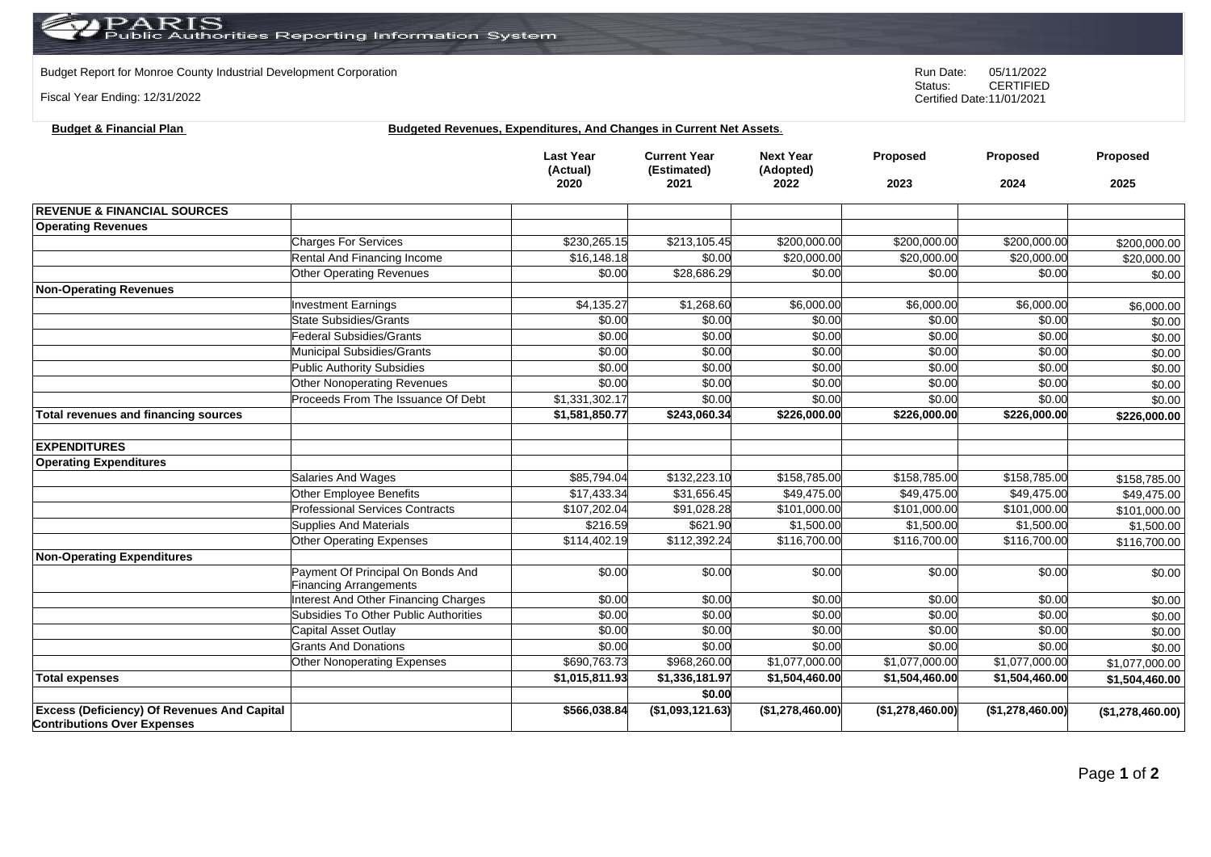PARIS Public Authorities Reporting Information System

Budget Report for Monroe County Industrial Development Corporation

Fiscal Year Ending: 12/31/2022

Run Date: 05/11/2022
Status: CERTIFIED
Certified Date: 11/01/2021

**Budget & Financial Plan** **Budgeted Revenues, Expenditures, And Changes in Current Net Assets.**

| | | Last Year (Actual) 2020 | Current Year (Estimated) 2021 | Next Year (Adopted) 2022 | Proposed 2023 | Proposed 2024 | Proposed 2025 |
|---|---|---|---|---|---|---|---|
| **REVENUE & FINANCIAL SOURCES** | | | | | | | |
| **Operating Revenues** | | | | | | | |
| | Charges For Services | $230,265.15 | $213,105.45 | $200,000.00 | $200,000.00 | $200,000.00 | $200,000.00 |
| | Rental And Financing Income | $16,148.18 | $0.00 | $20,000.00 | $20,000.00 | $20,000.00 | $20,000.00 |
| | Other Operating Revenues | $0.00 | $28,686.29 | $0.00 | $0.00 | $0.00 | $0.00 |
| **Non-Operating Revenues** | | | | | | | |
| | Investment Earnings | $4,135.27 | $1,268.60 | $6,000.00 | $6,000.00 | $6,000.00 | $6,000.00 |
| | State Subsidies/Grants | $0.00 | $0.00 | $0.00 | $0.00 | $0.00 | $0.00 |
| | Federal Subsidies/Grants | $0.00 | $0.00 | $0.00 | $0.00 | $0.00 | $0.00 |
| | Municipal Subsidies/Grants | $0.00 | $0.00 | $0.00 | $0.00 | $0.00 | $0.00 |
| | Public Authority Subsidies | $0.00 | $0.00 | $0.00 | $0.00 | $0.00 | $0.00 |
| | Other Nonoperating Revenues | $0.00 | $0.00 | $0.00 | $0.00 | $0.00 | $0.00 |
| | Proceeds From The Issuance Of Debt | $1,331,302.17 | $0.00 | $0.00 | $0.00 | $0.00 | $0.00 |
| **Total revenues and financing sources** | | **$1,581,850.77** | **$243,060.34** | **$226,000.00** | **$226,000.00** | **$226,000.00** | **$226,000.00** |
| | | | | | | | |
| **EXPENDITURES** | | | | | | | |
| **Operating Expenditures** | | | | | | | |
| | Salaries And Wages | $85,794.04 | $132,223.10 | $158,785.00 | $158,785.00 | $158,785.00 | $158,785.00 |
| | Other Employee Benefits | $17,433.34 | $31,656.45 | $49,475.00 | $49,475.00 | $49,475.00 | $49,475.00 |
| | Professional Services Contracts | $107,202.04 | $91,028.28 | $101,000.00 | $101,000.00 | $101,000.00 | $101,000.00 |
| | Supplies And Materials | $216.59 | $621.90 | $1,500.00 | $1,500.00 | $1,500.00 | $1,500.00 |
| | Other Operating Expenses | $114,402.19 | $112,392.24 | $116,700.00 | $116,700.00 | $116,700.00 | $116,700.00 |
| **Non-Operating Expenditures** | | | | | | | |
| | Payment Of Principal On Bonds And Financing Arrangements | $0.00 | $0.00 | $0.00 | $0.00 | $0.00 | $0.00 |
| | Interest And Other Financing Charges | $0.00 | $0.00 | $0.00 | $0.00 | $0.00 | $0.00 |
| | Subsidies To Other Public Authorities | $0.00 | $0.00 | $0.00 | $0.00 | $0.00 | $0.00 |
| | Capital Asset Outlay | $0.00 | $0.00 | $0.00 | $0.00 | $0.00 | $0.00 |
| | Grants And Donations | $0.00 | $0.00 | $0.00 | $0.00 | $0.00 | $0.00 |
| | Other Nonoperating Expenses | $690,763.73 | $968,260.00 | $1,077,000.00 | $1,077,000.00 | $1,077,000.00 | $1,077,000.00 |
| **Total expenses** | | **$1,015,811.93** | **$1,336,181.97** | **$1,504,460.00** | **$1,504,460.00** | **$1,504,460.00** | **$1,504,460.00** |
| | | | **$0.00** | | | | |
| **Excess (Deficiency) Of Revenues And Capital Contributions Over Expenses** | | **$566,038.84** | **($1,093,121.63)** | **($1,278,460.00)** | **($1,278,460.00)** | **($1,278,460.00)** | **($1,278,460.00)** |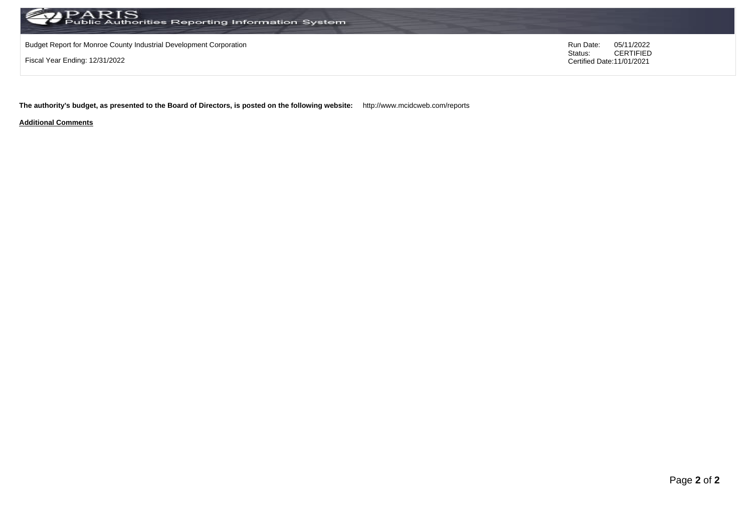Budget Report for Monroe County Industrial Development Corporation

Fiscal Year Ending: 12/31/2022

Run Date: 05/11/2022
Status: CERTIFIED
Certified Date:11/01/2021

**The authority's budget, as presented to the Board of Directors, is posted on the following website:** http://www.mcidcweb.com/reports

**Additional Comments**